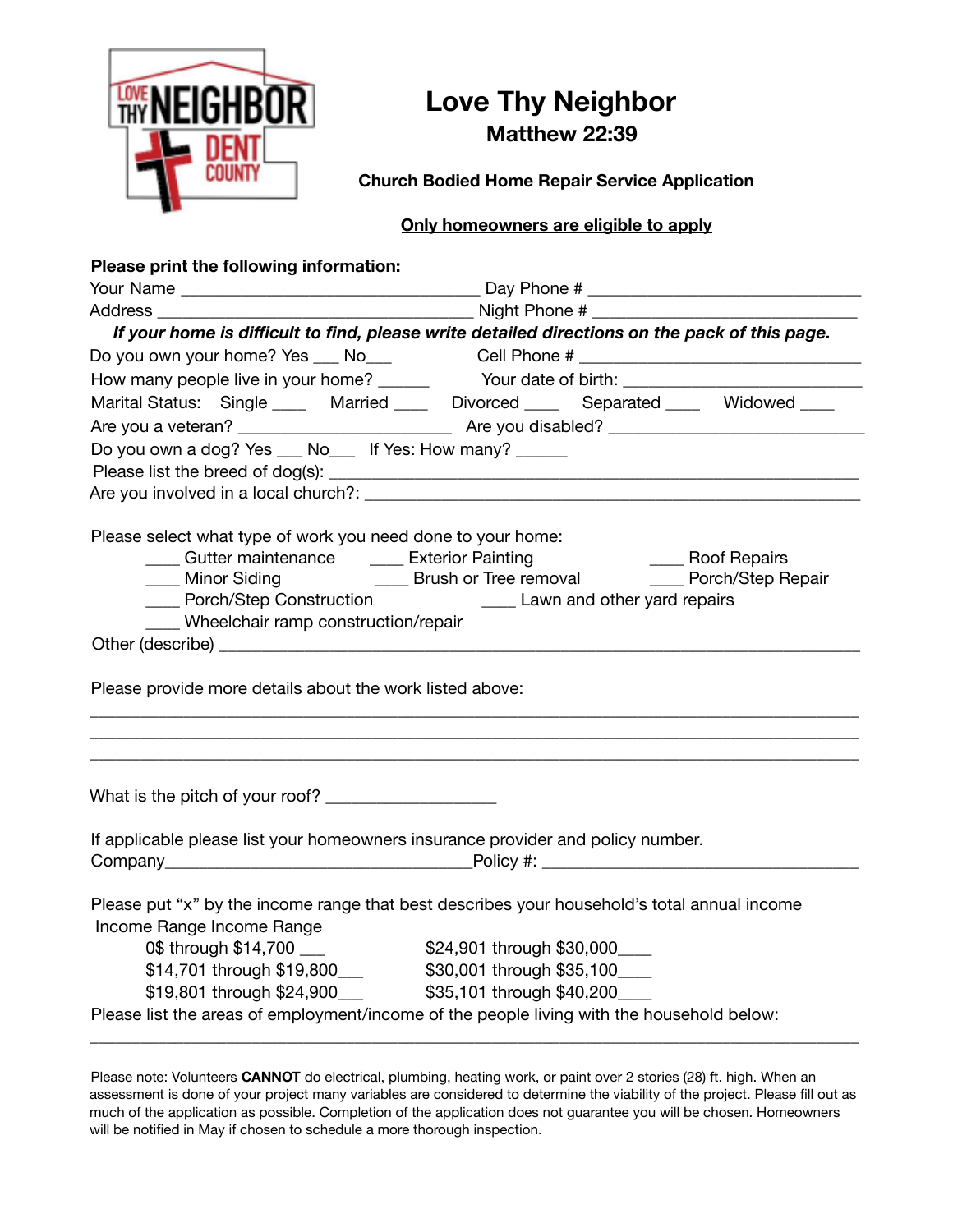# Love Thy Neighbor

## Matthew 22:39

### Church Bodied Home Repair Service Application

**Only homeowners are eligible to apply**

**Please print the following information:**

Your Name _________________________________ Day Phone # ______________________________

Address ___________________________________ Night Phone # _____________________________

***If your home is difficult to find, please write detailed directions on the pack of this page.***

Do you own your home? Yes ___ No___ Cell Phone # ________________________________

How many people live in your home? ______ Your date of birth: __________________________

Marital Status: Single ____ Married ____ Divorced ____ Separated ____ Widowed ____

Are you a veteran? ________________________ Are you disabled? ____________________________

Do you own a dog? Yes ___ No___ If Yes: How many? ______

Please list the breed of dog(s): ____________________________________________________________

Are you involved in a local church?: ________________________________________________________

Please select what type of work you need done to your home:

- ____ Gutter maintenance
- ____ Exterior Painting
- ____ Roof Repairs
- ____ Minor Siding
- ____ Brush or Tree removal
- ____ Porch/Step Repair
- ____ Porch/Step Construction
- ____ Lawn and other yard repairs
- ____ Wheelchair ramp construction/repair

Other (describe) ________________________________________________________________________

Please provide more details about the work listed above:

_____________________________________________________________________________________

_____________________________________________________________________________________

_____________________________________________________________________________________

What is the pitch of your roof? ___________________

If applicable please list your homeowners insurance provider and policy number.

Company__________________________________Policy #: ___________________________________

Please put "x" by the income range that best describes your household's total annual income

Income Range Income Range

- 0$ through $14,700 ___
- $14,701 through $19,800___
- $19,801 through $24,900___
- $24,901 through $30,000____
- $30,001 through $35,100____
- $35,101 through $40,200____

Please list the areas of employment/income of the people living with the household below:

_____________________________________________________________________________________

Please note: Volunteers **CANNOT** do electrical, plumbing, heating work, or paint over 2 stories (28) ft. high. When an assessment is done of your project many variables are considered to determine the viability of the project. Please fill out as much of the application as possible. Completion of the application does not guarantee you will be chosen. Homeowners will be notified in May if chosen to schedule a more thorough inspection.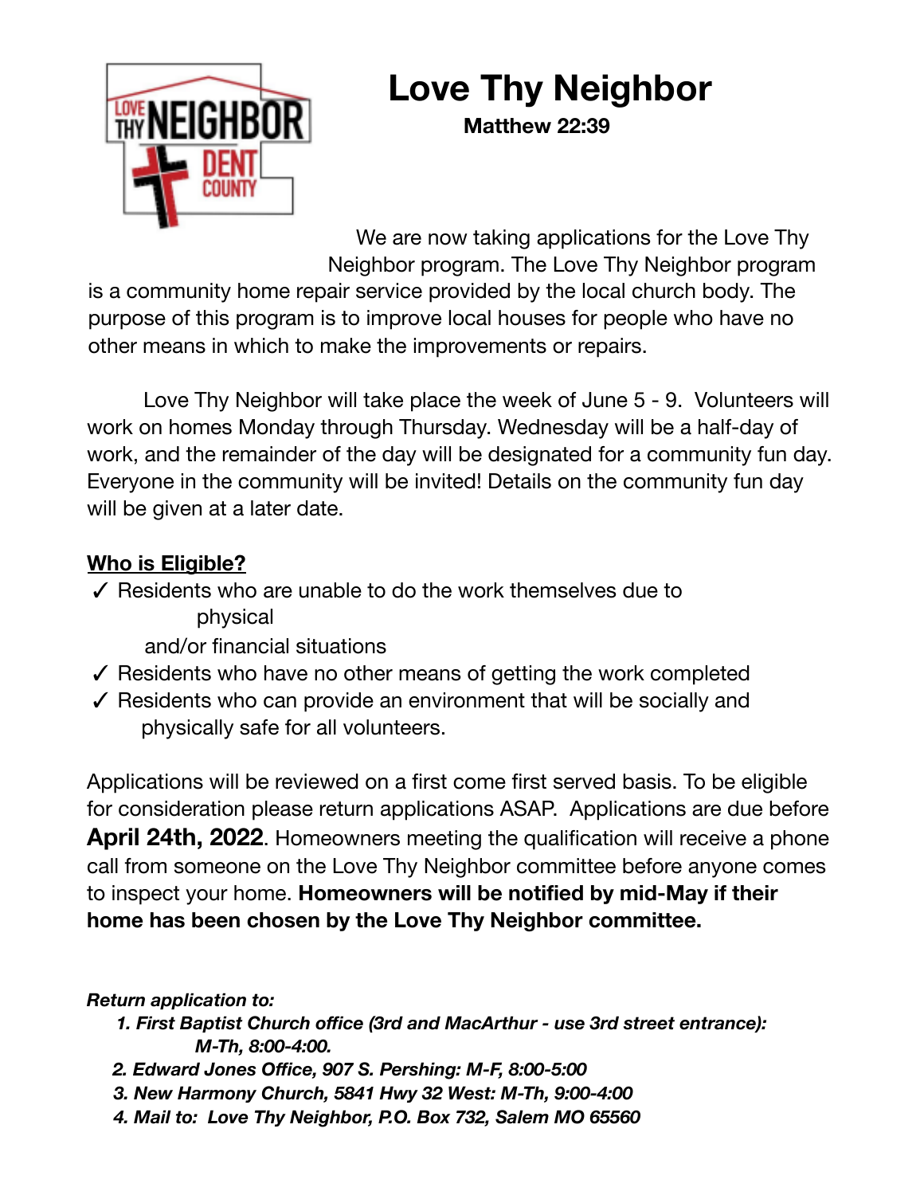# Love Thy Neighbor

**Matthew 22:39**

We are now taking applications for the Love Thy Neighbor program. The Love Thy Neighbor program is a community home repair service provided by the local church body. The purpose of this program is to improve local houses for people who have no other means in which to make the improvements or repairs.

Love Thy Neighbor will take place the week of June 5 - 9. Volunteers will work on homes Monday through Thursday. Wednesday will be a half-day of work, and the remainder of the day will be designated for a community fun day. Everyone in the community will be invited! Details on the community fun day will be given at a later date.

**Who is Eligible?**

- ✓ Residents who are unable to do the work themselves due to physical and/or financial situations
- ✓ Residents who have no other means of getting the work completed
- ✓ Residents who can provide an environment that will be socially and physically safe for all volunteers.

Applications will be reviewed on a first come first served basis. To be eligible for consideration please return applications ASAP. Applications are due before **April 24th, 2022**. Homeowners meeting the qualification will receive a phone call from someone on the Love Thy Neighbor committee before anyone comes to inspect your home. **Homeowners will be notified by mid-May if their home has been chosen by the Love Thy Neighbor committee.**

***Return application to:***

1. ***First Baptist Church office (3rd and MacArthur - use 3rd street entrance): M-Th, 8:00-4:00.***
2. ***Edward Jones Office, 907 S. Pershing: M-F, 8:00-5:00***
3. ***New Harmony Church, 5841 Hwy 32 West: M-Th, 9:00-4:00***
4. ***Mail to: Love Thy Neighbor, P.O. Box 732, Salem MO 65560***